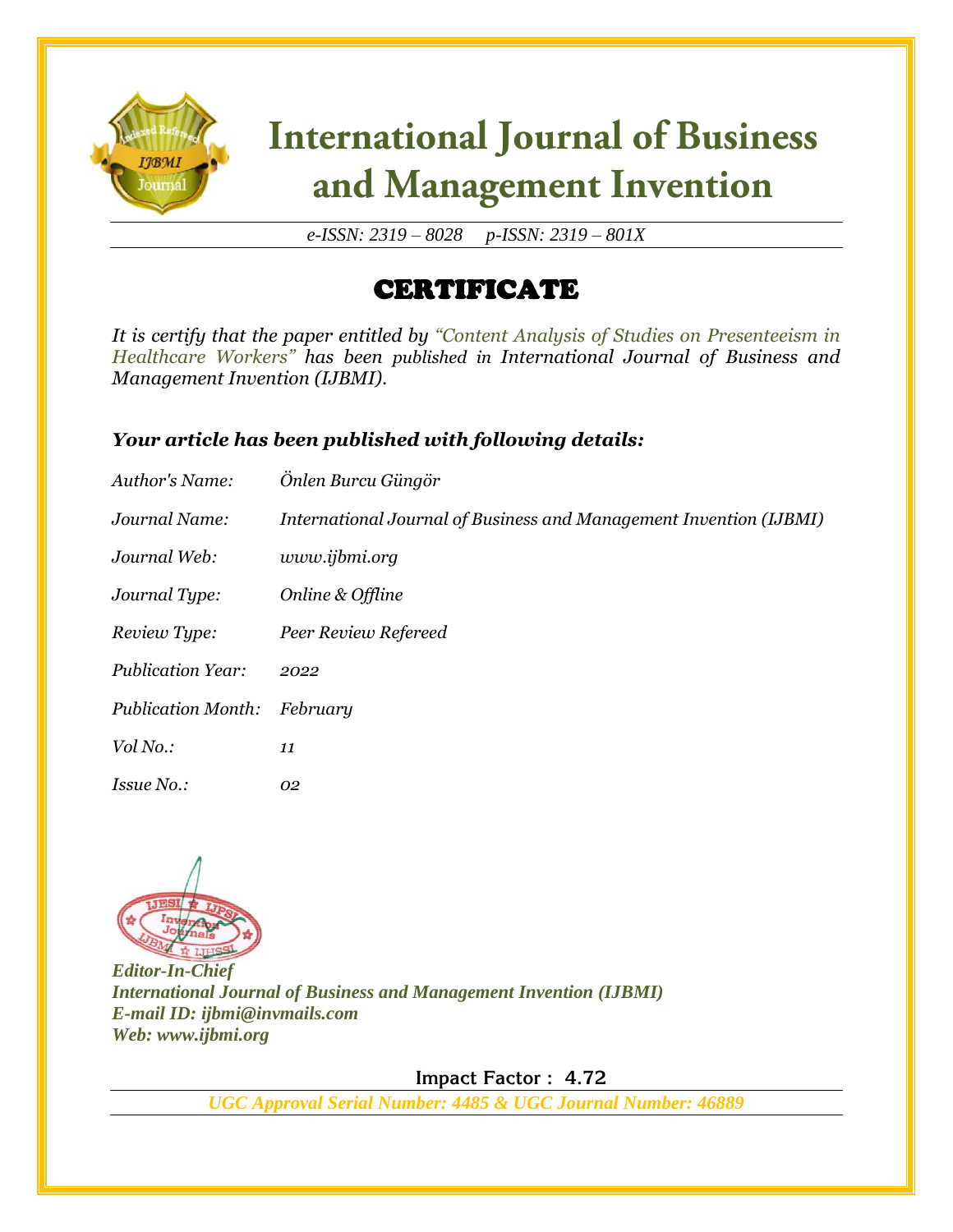# International Journal of Business and Management Invention

*e-ISSN: 2319 – 8028 p-ISSN: 2319 – 801X*

## CERTIFICATE

*It is certify that the paper entitled by "Content Analysis of Studies on Presenteeism in Healthcare Workers" has been published in International Journal of Business and Management Invention (IJBMI).*

### *Your article has been published with following details:*

| | |
|---|---|
| *Author's Name:* | *Önlen Burcu Güngör* |
| *Journal Name:* | *International Journal of Business and Management Invention (IJBMI)* |
| *Journal Web:* | *www.ijbmi.org* |
| *Journal Type:* | *Online & Offline* |
| *Review Type:* | *Peer Review Refereed* |
| *Publication Year:* | *2022* |
| *Publication Month:* | *February* |
| *Vol No.:* | *11* |
| *Issue No.:* | *02* |

***Editor-In-Chief***
***International Journal of Business and Management Invention (IJBMI)***
***E-mail ID: ijbmi@invmails.com***
***Web: www.ijbmi.org***

**Impact Factor : 4.72**

***UGC Approval Serial Number: 4485 & UGC Journal Number: 46889***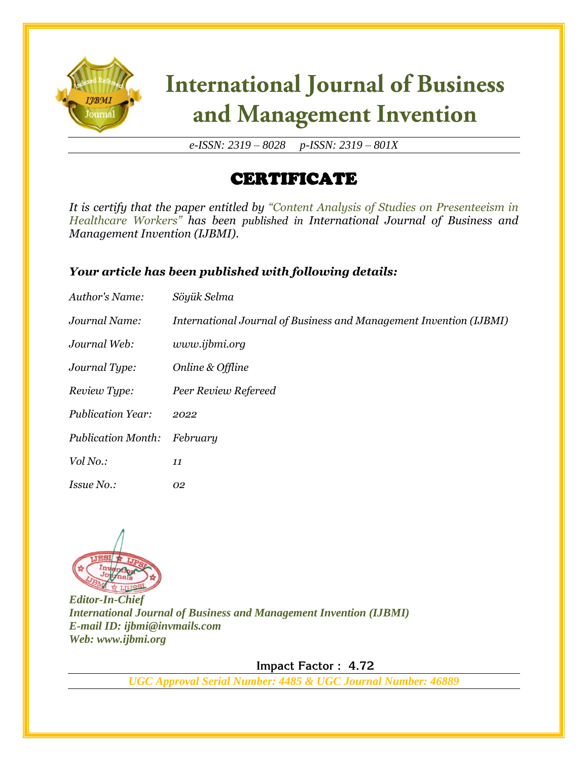# International Journal of Business and Management Invention

*e-ISSN: 2319 – 8028 p-ISSN: 2319 – 801X*

## CERTIFICATE

*It is certify that the paper entitled by "Content Analysis of Studies on Presenteeism in Healthcare Workers" has been published in International Journal of Business and Management Invention (IJBMI).*

### *Your article has been published with following details:*

| | |
|---|---|
| *Author's Name:* | *Söyük Selma* |
| *Journal Name:* | *International Journal of Business and Management Invention (IJBMI)* |
| *Journal Web:* | *www.ijbmi.org* |
| *Journal Type:* | *Online & Offline* |
| *Review Type:* | *Peer Review Refereed* |
| *Publication Year:* | *2022* |
| *Publication Month:* | *February* |
| *Vol No.:* | *11* |
| *Issue No.:* | *02* |

***Editor-In-Chief***
***International Journal of Business and Management Invention (IJBMI)***
***E-mail ID: ijbmi@invmails.com***
***Web: www.ijbmi.org***

**Impact Factor : 4.72**

***UGC Approval Serial Number: 4485 & UGC Journal Number: 46889***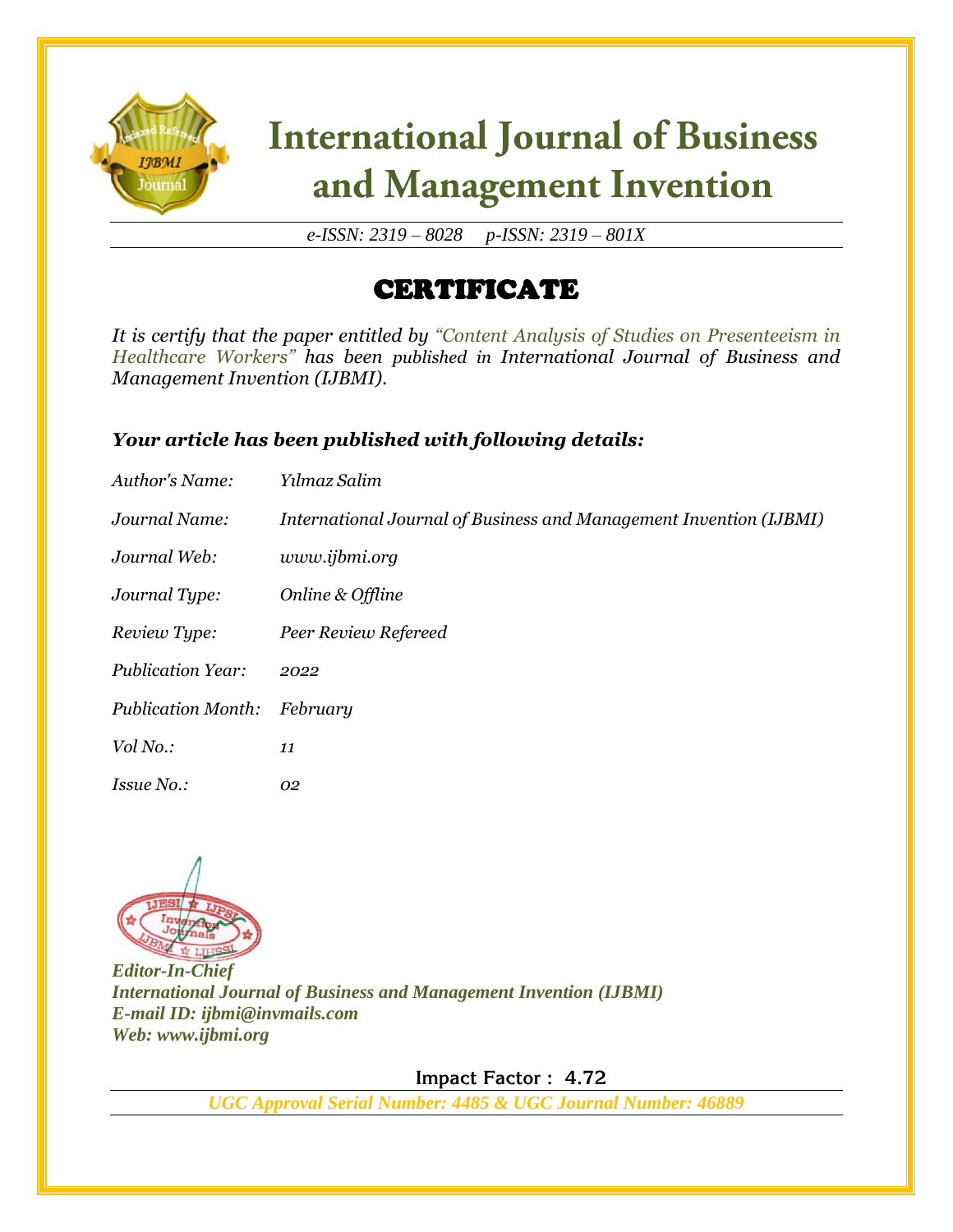# International Journal of Business and Management Invention

*e-ISSN: 2319 – 8028     p-ISSN: 2319 – 801X*

## CERTIFICATE

*It is certify that the paper entitled by "Content Analysis of Studies on Presenteeism in Healthcare Workers" has been published in International Journal of Business and Management Invention (IJBMI).*

***Your article has been published with following details:***

| | |
|---|---|
| *Author's Name:* | *Yılmaz Salim* |
| *Journal Name:* | *International Journal of Business and Management Invention (IJBMI)* |
| *Journal Web:* | *www.ijbmi.org* |
| *Journal Type:* | *Online & Offline* |
| *Review Type:* | *Peer Review Refereed* |
| *Publication Year:* | *2022* |
| *Publication Month:* | *February* |
| *Vol No.:* | *11* |
| *Issue No.:* | *02* |

***Editor-In-Chief***
***International Journal of Business and Management Invention (IJBMI)***
***E-mail ID: ijbmi@invmails.com***
***Web: www.ijbmi.org***

**Impact Factor : 4.72**

***UGC Approval Serial Number: 4485 & UGC Journal Number: 46889***